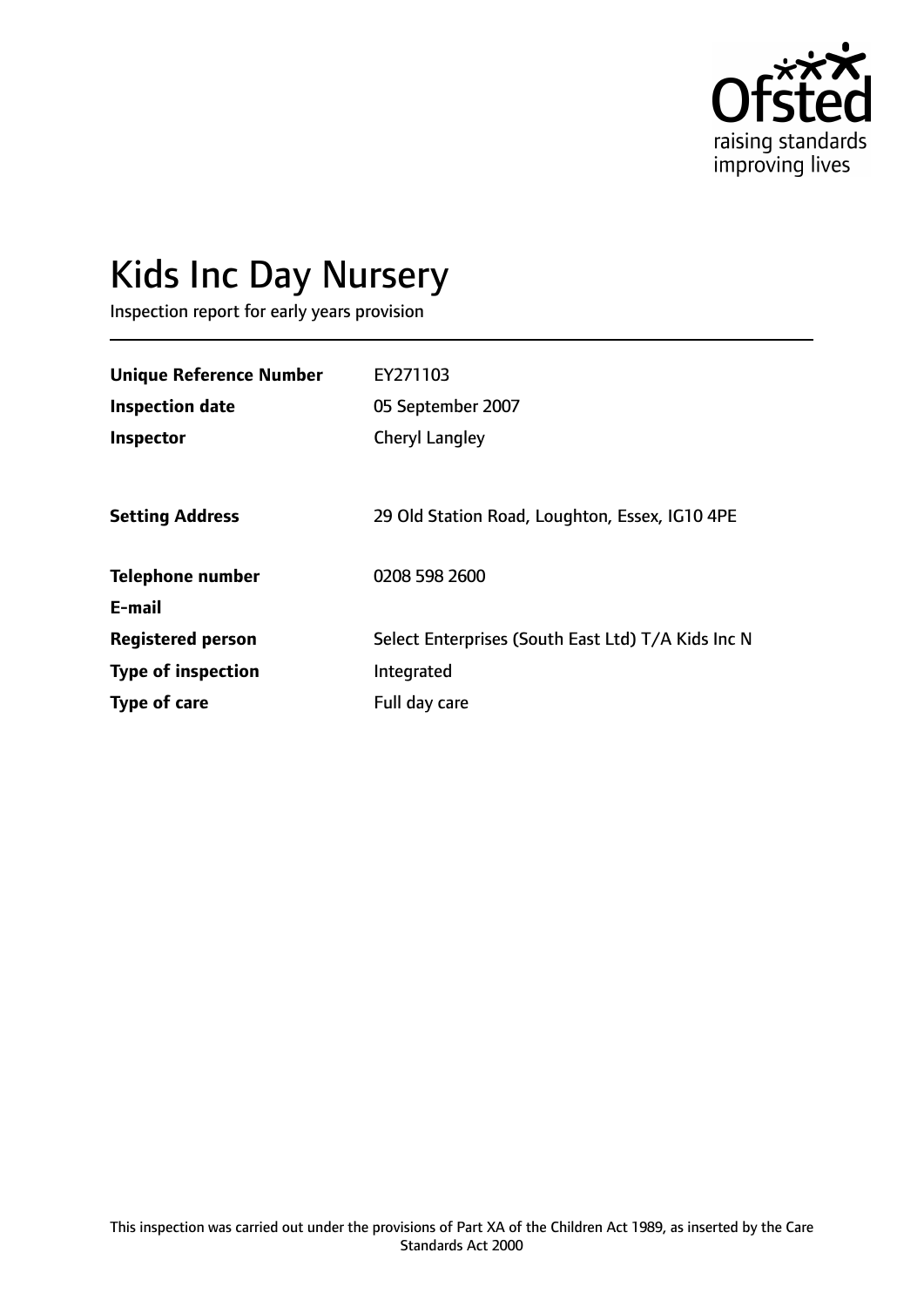Ofsted
raising standards
improving lives

# Kids Inc Day Nursery

Inspection report for early years provision

| | |
|---|---|
| **Unique Reference Number** | EY271103 |
| **Inspection date** | 05 September 2007 |
| **Inspector** | Cheryl Langley |
| | |
| **Setting Address** | 29 Old Station Road, Loughton, Essex, IG10 4PE |
| | |
| **Telephone number** | 0208 598 2600 |
| **E-mail** | |
| **Registered person** | Select Enterprises (South East Ltd) T/A Kids Inc N |
| **Type of inspection** | Integrated |
| **Type of care** | Full day care |

This inspection was carried out under the provisions of Part XA of the Children Act 1989, as inserted by the Care Standards Act 2000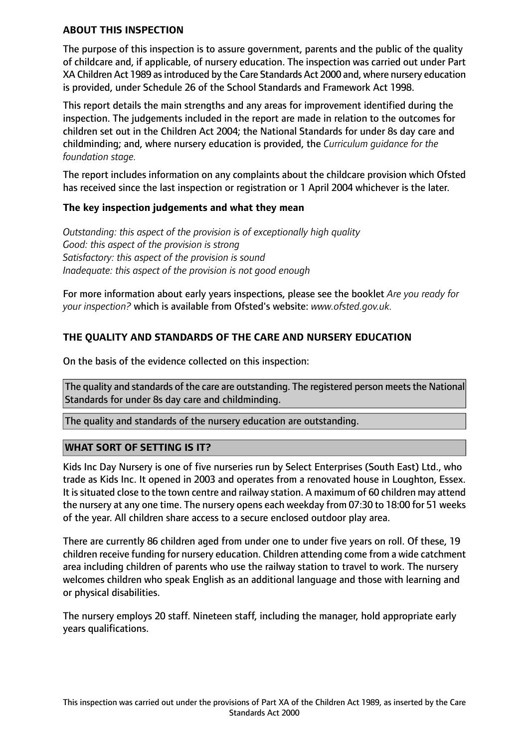## ABOUT THIS INSPECTION

The purpose of this inspection is to assure government, parents and the public of the quality of childcare and, if applicable, of nursery education. The inspection was carried out under Part XA Children Act 1989 as introduced by the Care Standards Act 2000 and, where nursery education is provided, under Schedule 26 of the School Standards and Framework Act 1998.

This report details the main strengths and any areas for improvement identified during the inspection. The judgements included in the report are made in relation to the outcomes for children set out in the Children Act 2004; the National Standards for under 8s day care and childminding; and, where nursery education is provided, the *Curriculum guidance for the foundation stage.*

The report includes information on any complaints about the childcare provision which Ofsted has received since the last inspection or registration or 1 April 2004 whichever is the later.

### The key inspection judgements and what they mean

*Outstanding: this aspect of the provision is of exceptionally high quality*
*Good: this aspect of the provision is strong*
*Satisfactory: this aspect of the provision is sound*
*Inadequate: this aspect of the provision is not good enough*

For more information about early years inspections, please see the booklet *Are you ready for your inspection?* which is available from Ofsted's website: *www.ofsted.gov.uk.*

## THE QUALITY AND STANDARDS OF THE CARE AND NURSERY EDUCATION

On the basis of the evidence collected on this inspection:

The quality and standards of the care are outstanding. The registered person meets the National Standards for under 8s day care and childminding.

The quality and standards of the nursery education are outstanding.

## WHAT SORT OF SETTING IS IT?

Kids Inc Day Nursery is one of five nurseries run by Select Enterprises (South East) Ltd., who trade as Kids Inc. It opened in 2003 and operates from a renovated house in Loughton, Essex. It is situated close to the town centre and railway station. A maximum of 60 children may attend the nursery at any one time. The nursery opens each weekday from 07:30 to 18:00 for 51 weeks of the year. All children share access to a secure enclosed outdoor play area.

There are currently 86 children aged from under one to under five years on roll. Of these, 19 children receive funding for nursery education. Children attending come from a wide catchment area including children of parents who use the railway station to travel to work. The nursery welcomes children who speak English as an additional language and those with learning and or physical disabilities.

The nursery employs 20 staff. Nineteen staff, including the manager, hold appropriate early years qualifications.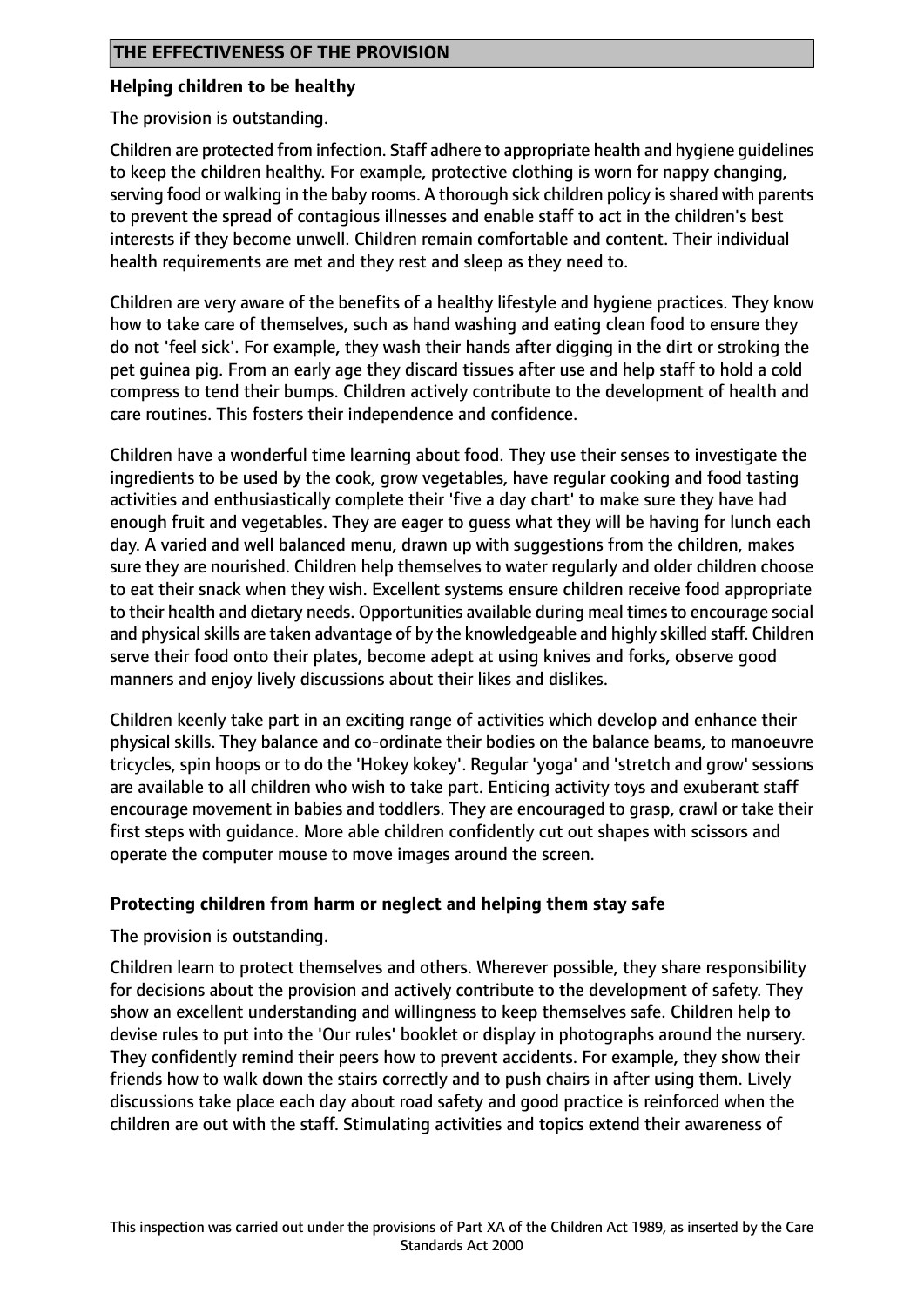## THE EFFECTIVENESS OF THE PROVISION

**Helping children to be healthy**

The provision is outstanding.

Children are protected from infection. Staff adhere to appropriate health and hygiene guidelines to keep the children healthy. For example, protective clothing is worn for nappy changing, serving food or walking in the baby rooms. A thorough sick children policy is shared with parents to prevent the spread of contagious illnesses and enable staff to act in the children's best interests if they become unwell. Children remain comfortable and content. Their individual health requirements are met and they rest and sleep as they need to.

Children are very aware of the benefits of a healthy lifestyle and hygiene practices. They know how to take care of themselves, such as hand washing and eating clean food to ensure they do not 'feel sick'. For example, they wash their hands after digging in the dirt or stroking the pet guinea pig. From an early age they discard tissues after use and help staff to hold a cold compress to tend their bumps. Children actively contribute to the development of health and care routines. This fosters their independence and confidence.

Children have a wonderful time learning about food. They use their senses to investigate the ingredients to be used by the cook, grow vegetables, have regular cooking and food tasting activities and enthusiastically complete their 'five a day chart' to make sure they have had enough fruit and vegetables. They are eager to guess what they will be having for lunch each day. A varied and well balanced menu, drawn up with suggestions from the children, makes sure they are nourished. Children help themselves to water regularly and older children choose to eat their snack when they wish. Excellent systems ensure children receive food appropriate to their health and dietary needs. Opportunities available during meal times to encourage social and physical skills are taken advantage of by the knowledgeable and highly skilled staff. Children serve their food onto their plates, become adept at using knives and forks, observe good manners and enjoy lively discussions about their likes and dislikes.

Children keenly take part in an exciting range of activities which develop and enhance their physical skills. They balance and co-ordinate their bodies on the balance beams, to manoeuvre tricycles, spin hoops or to do the 'Hokey kokey'. Regular 'yoga' and 'stretch and grow' sessions are available to all children who wish to take part. Enticing activity toys and exuberant staff encourage movement in babies and toddlers. They are encouraged to grasp, crawl or take their first steps with guidance. More able children confidently cut out shapes with scissors and operate the computer mouse to move images around the screen.

**Protecting children from harm or neglect and helping them stay safe**

The provision is outstanding.

Children learn to protect themselves and others. Wherever possible, they share responsibility for decisions about the provision and actively contribute to the development of safety. They show an excellent understanding and willingness to keep themselves safe. Children help to devise rules to put into the 'Our rules' booklet or display in photographs around the nursery. They confidently remind their peers how to prevent accidents. For example, they show their friends how to walk down the stairs correctly and to push chairs in after using them. Lively discussions take place each day about road safety and good practice is reinforced when the children are out with the staff. Stimulating activities and topics extend their awareness of

This inspection was carried out under the provisions of Part XA of the Children Act 1989, as inserted by the Care Standards Act 2000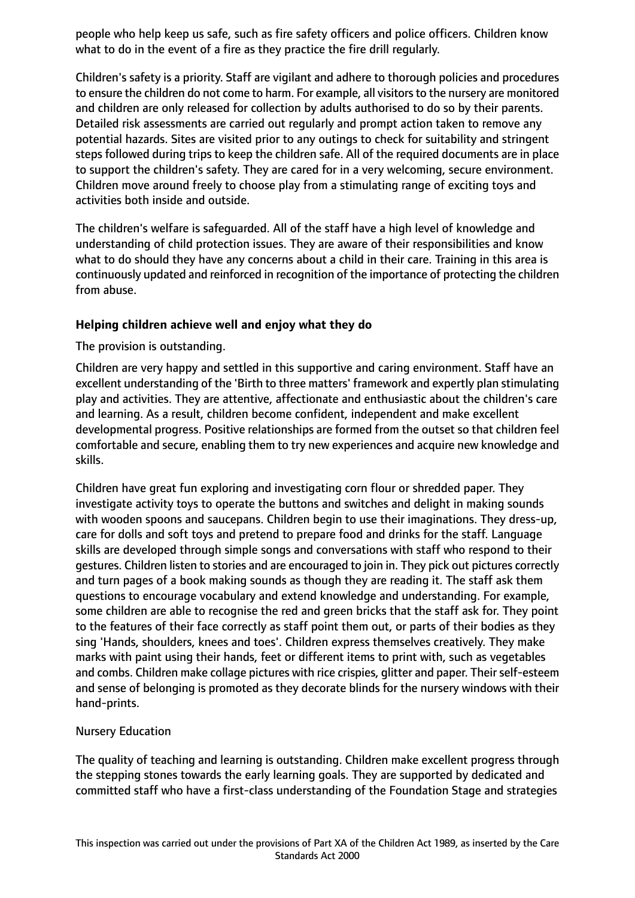people who help keep us safe, such as fire safety officers and police officers. Children know what to do in the event of a fire as they practice the fire drill regularly.

Children's safety is a priority. Staff are vigilant and adhere to thorough policies and procedures to ensure the children do not come to harm. For example, all visitors to the nursery are monitored and children are only released for collection by adults authorised to do so by their parents. Detailed risk assessments are carried out regularly and prompt action taken to remove any potential hazards. Sites are visited prior to any outings to check for suitability and stringent steps followed during trips to keep the children safe. All of the required documents are in place to support the children's safety. They are cared for in a very welcoming, secure environment. Children move around freely to choose play from a stimulating range of exciting toys and activities both inside and outside.

The children's welfare is safeguarded. All of the staff have a high level of knowledge and understanding of child protection issues. They are aware of their responsibilities and know what to do should they have any concerns about a child in their care. Training in this area is continuously updated and reinforced in recognition of the importance of protecting the children from abuse.

**Helping children achieve well and enjoy what they do**

The provision is outstanding.

Children are very happy and settled in this supportive and caring environment. Staff have an excellent understanding of the 'Birth to three matters' framework and expertly plan stimulating play and activities. They are attentive, affectionate and enthusiastic about the children's care and learning. As a result, children become confident, independent and make excellent developmental progress. Positive relationships are formed from the outset so that children feel comfortable and secure, enabling them to try new experiences and acquire new knowledge and skills.

Children have great fun exploring and investigating corn flour or shredded paper. They investigate activity toys to operate the buttons and switches and delight in making sounds with wooden spoons and saucepans. Children begin to use their imaginations. They dress-up, care for dolls and soft toys and pretend to prepare food and drinks for the staff. Language skills are developed through simple songs and conversations with staff who respond to their gestures. Children listen to stories and are encouraged to join in. They pick out pictures correctly and turn pages of a book making sounds as though they are reading it. The staff ask them questions to encourage vocabulary and extend knowledge and understanding. For example, some children are able to recognise the red and green bricks that the staff ask for. They point to the features of their face correctly as staff point them out, or parts of their bodies as they sing 'Hands, shoulders, knees and toes'. Children express themselves creatively. They make marks with paint using their hands, feet or different items to print with, such as vegetables and combs. Children make collage pictures with rice crispies, glitter and paper. Their self-esteem and sense of belonging is promoted as they decorate blinds for the nursery windows with their hand-prints.

Nursery Education

The quality of teaching and learning is outstanding. Children make excellent progress through the stepping stones towards the early learning goals. They are supported by dedicated and committed staff who have a first-class understanding of the Foundation Stage and strategies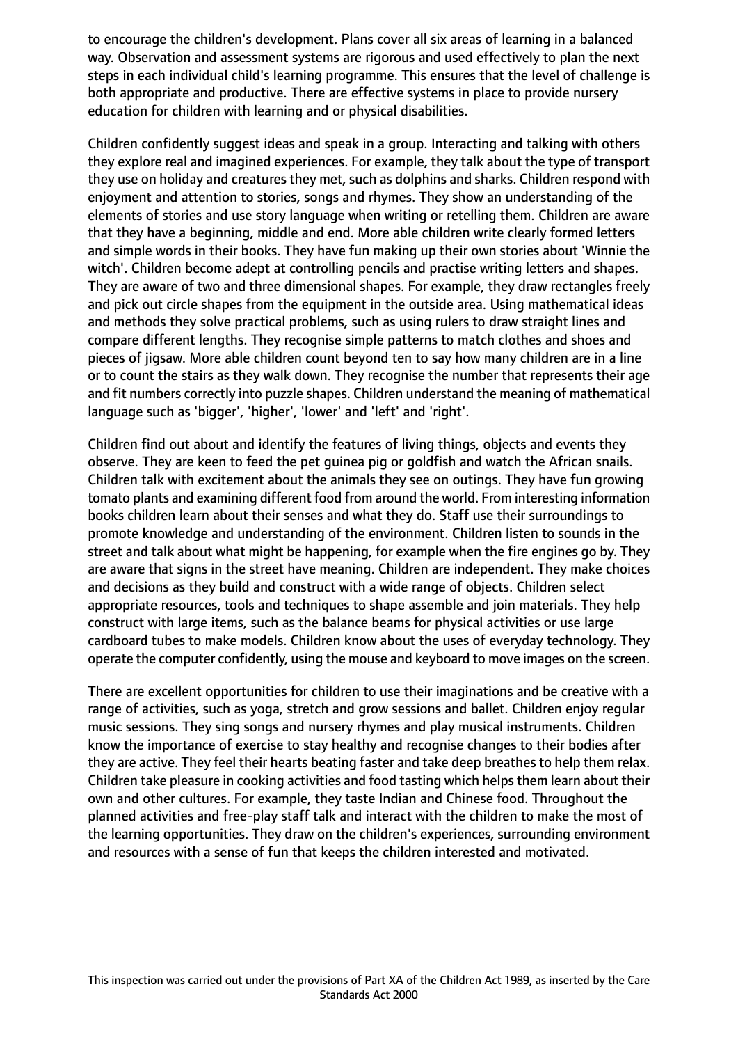to encourage the children's development. Plans cover all six areas of learning in a balanced way. Observation and assessment systems are rigorous and used effectively to plan the next steps in each individual child's learning programme. This ensures that the level of challenge is both appropriate and productive. There are effective systems in place to provide nursery education for children with learning and or physical disabilities.

Children confidently suggest ideas and speak in a group. Interacting and talking with others they explore real and imagined experiences. For example, they talk about the type of transport they use on holiday and creatures they met, such as dolphins and sharks. Children respond with enjoyment and attention to stories, songs and rhymes. They show an understanding of the elements of stories and use story language when writing or retelling them. Children are aware that they have a beginning, middle and end. More able children write clearly formed letters and simple words in their books. They have fun making up their own stories about 'Winnie the witch'. Children become adept at controlling pencils and practise writing letters and shapes. They are aware of two and three dimensional shapes. For example, they draw rectangles freely and pick out circle shapes from the equipment in the outside area. Using mathematical ideas and methods they solve practical problems, such as using rulers to draw straight lines and compare different lengths. They recognise simple patterns to match clothes and shoes and pieces of jigsaw. More able children count beyond ten to say how many children are in a line or to count the stairs as they walk down. They recognise the number that represents their age and fit numbers correctly into puzzle shapes. Children understand the meaning of mathematical language such as 'bigger', 'higher', 'lower' and 'left' and 'right'.

Children find out about and identify the features of living things, objects and events they observe. They are keen to feed the pet guinea pig or goldfish and watch the African snails. Children talk with excitement about the animals they see on outings. They have fun growing tomato plants and examining different food from around the world. From interesting information books children learn about their senses and what they do. Staff use their surroundings to promote knowledge and understanding of the environment. Children listen to sounds in the street and talk about what might be happening, for example when the fire engines go by. They are aware that signs in the street have meaning. Children are independent. They make choices and decisions as they build and construct with a wide range of objects. Children select appropriate resources, tools and techniques to shape assemble and join materials. They help construct with large items, such as the balance beams for physical activities or use large cardboard tubes to make models. Children know about the uses of everyday technology. They operate the computer confidently, using the mouse and keyboard to move images on the screen.

There are excellent opportunities for children to use their imaginations and be creative with a range of activities, such as yoga, stretch and grow sessions and ballet. Children enjoy regular music sessions. They sing songs and nursery rhymes and play musical instruments. Children know the importance of exercise to stay healthy and recognise changes to their bodies after they are active. They feel their hearts beating faster and take deep breathes to help them relax. Children take pleasure in cooking activities and food tasting which helps them learn about their own and other cultures. For example, they taste Indian and Chinese food. Throughout the planned activities and free-play staff talk and interact with the children to make the most of the learning opportunities. They draw on the children's experiences, surrounding environment and resources with a sense of fun that keeps the children interested and motivated.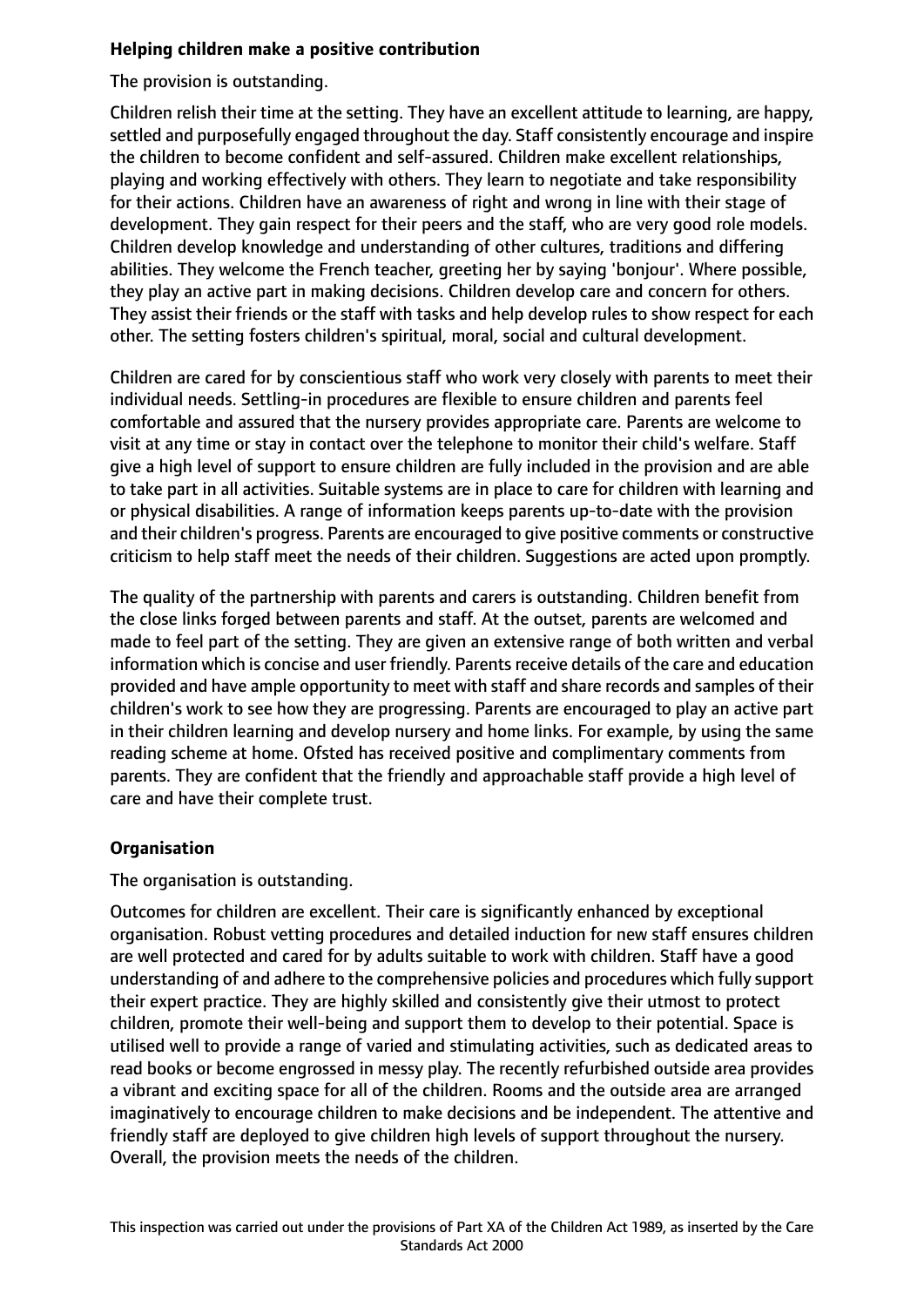**Helping children make a positive contribution**

The provision is outstanding.

Children relish their time at the setting. They have an excellent attitude to learning, are happy, settled and purposefully engaged throughout the day. Staff consistently encourage and inspire the children to become confident and self-assured. Children make excellent relationships, playing and working effectively with others. They learn to negotiate and take responsibility for their actions. Children have an awareness of right and wrong in line with their stage of development. They gain respect for their peers and the staff, who are very good role models. Children develop knowledge and understanding of other cultures, traditions and differing abilities. They welcome the French teacher, greeting her by saying 'bonjour'. Where possible, they play an active part in making decisions. Children develop care and concern for others. They assist their friends or the staff with tasks and help develop rules to show respect for each other. The setting fosters children's spiritual, moral, social and cultural development.

Children are cared for by conscientious staff who work very closely with parents to meet their individual needs. Settling-in procedures are flexible to ensure children and parents feel comfortable and assured that the nursery provides appropriate care. Parents are welcome to visit at any time or stay in contact over the telephone to monitor their child's welfare. Staff give a high level of support to ensure children are fully included in the provision and are able to take part in all activities. Suitable systems are in place to care for children with learning and or physical disabilities. A range of information keeps parents up-to-date with the provision and their children's progress. Parents are encouraged to give positive comments or constructive criticism to help staff meet the needs of their children. Suggestions are acted upon promptly.

The quality of the partnership with parents and carers is outstanding. Children benefit from the close links forged between parents and staff. At the outset, parents are welcomed and made to feel part of the setting. They are given an extensive range of both written and verbal information which is concise and user friendly. Parents receive details of the care and education provided and have ample opportunity to meet with staff and share records and samples of their children's work to see how they are progressing. Parents are encouraged to play an active part in their children learning and develop nursery and home links. For example, by using the same reading scheme at home. Ofsted has received positive and complimentary comments from parents. They are confident that the friendly and approachable staff provide a high level of care and have their complete trust.

**Organisation**

The organisation is outstanding.

Outcomes for children are excellent. Their care is significantly enhanced by exceptional organisation. Robust vetting procedures and detailed induction for new staff ensures children are well protected and cared for by adults suitable to work with children. Staff have a good understanding of and adhere to the comprehensive policies and procedures which fully support their expert practice. They are highly skilled and consistently give their utmost to protect children, promote their well-being and support them to develop to their potential. Space is utilised well to provide a range of varied and stimulating activities, such as dedicated areas to read books or become engrossed in messy play. The recently refurbished outside area provides a vibrant and exciting space for all of the children. Rooms and the outside area are arranged imaginatively to encourage children to make decisions and be independent. The attentive and friendly staff are deployed to give children high levels of support throughout the nursery. Overall, the provision meets the needs of the children.

This inspection was carried out under the provisions of Part XA of the Children Act 1989, as inserted by the Care Standards Act 2000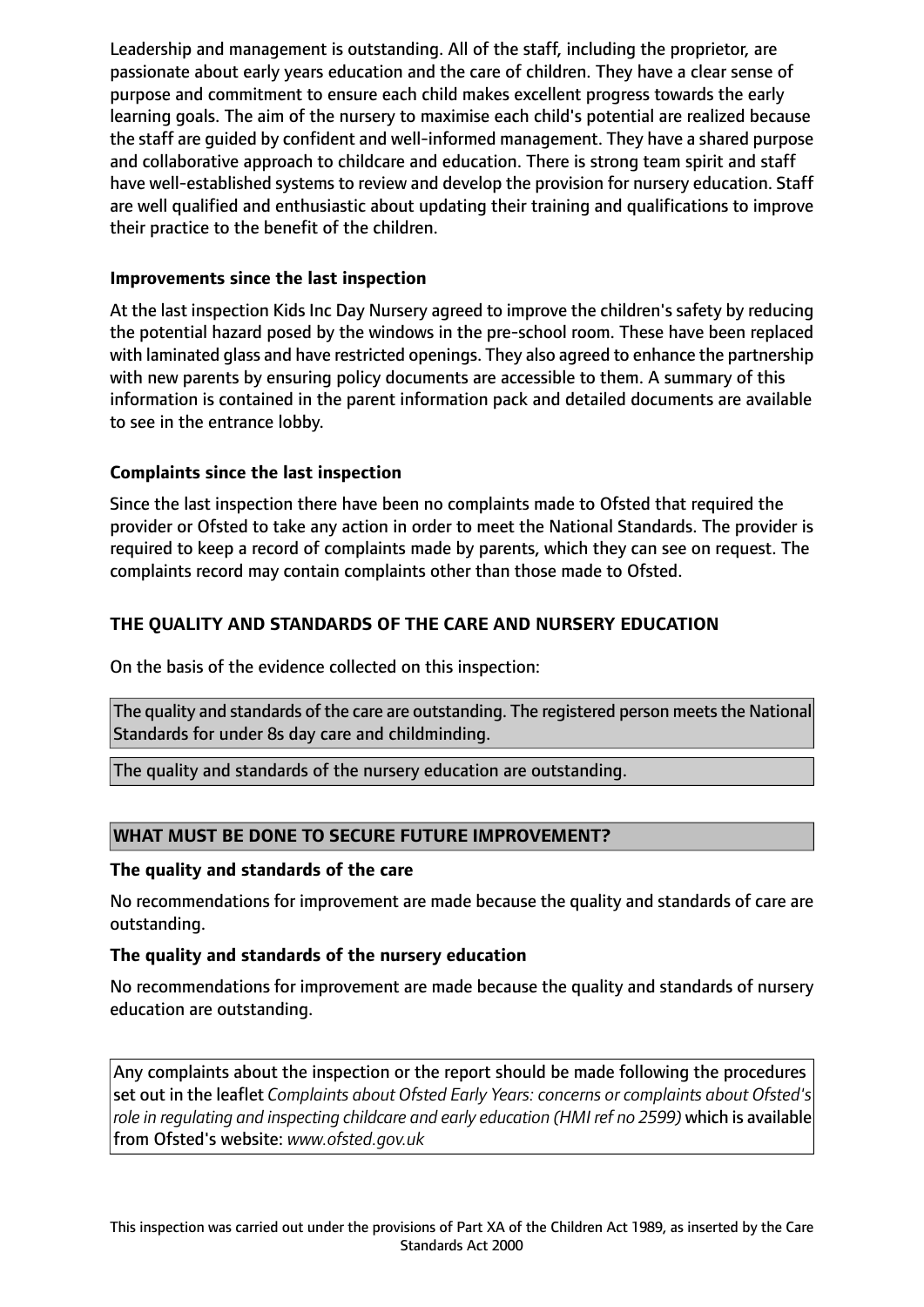Leadership and management is outstanding. All of the staff, including the proprietor, are passionate about early years education and the care of children. They have a clear sense of purpose and commitment to ensure each child makes excellent progress towards the early learning goals. The aim of the nursery to maximise each child's potential are realized because the staff are guided by confident and well-informed management. They have a shared purpose and collaborative approach to childcare and education. There is strong team spirit and staff have well-established systems to review and develop the provision for nursery education. Staff are well qualified and enthusiastic about updating their training and qualifications to improve their practice to the benefit of the children.

**Improvements since the last inspection**

At the last inspection Kids Inc Day Nursery agreed to improve the children's safety by reducing the potential hazard posed by the windows in the pre-school room. These have been replaced with laminated glass and have restricted openings. They also agreed to enhance the partnership with new parents by ensuring policy documents are accessible to them. A summary of this information is contained in the parent information pack and detailed documents are available to see in the entrance lobby.

**Complaints since the last inspection**

Since the last inspection there have been no complaints made to Ofsted that required the provider or Ofsted to take any action in order to meet the National Standards. The provider is required to keep a record of complaints made by parents, which they can see on request. The complaints record may contain complaints other than those made to Ofsted.

## THE QUALITY AND STANDARDS OF THE CARE AND NURSERY EDUCATION

On the basis of the evidence collected on this inspection:

The quality and standards of the care are outstanding. The registered person meets the National Standards for under 8s day care and childminding.

The quality and standards of the nursery education are outstanding.

## WHAT MUST BE DONE TO SECURE FUTURE IMPROVEMENT?

**The quality and standards of the care**

No recommendations for improvement are made because the quality and standards of care are outstanding.

**The quality and standards of the nursery education**

No recommendations for improvement are made because the quality and standards of nursery education are outstanding.

Any complaints about the inspection or the report should be made following the procedures set out in the leaflet *Complaints about Ofsted Early Years: concerns or complaints about Ofsted's role in regulating and inspecting childcare and early education (HMI ref no 2599)* which is available from Ofsted's website: *www.ofsted.gov.uk*

This inspection was carried out under the provisions of Part XA of the Children Act 1989, as inserted by the Care Standards Act 2000